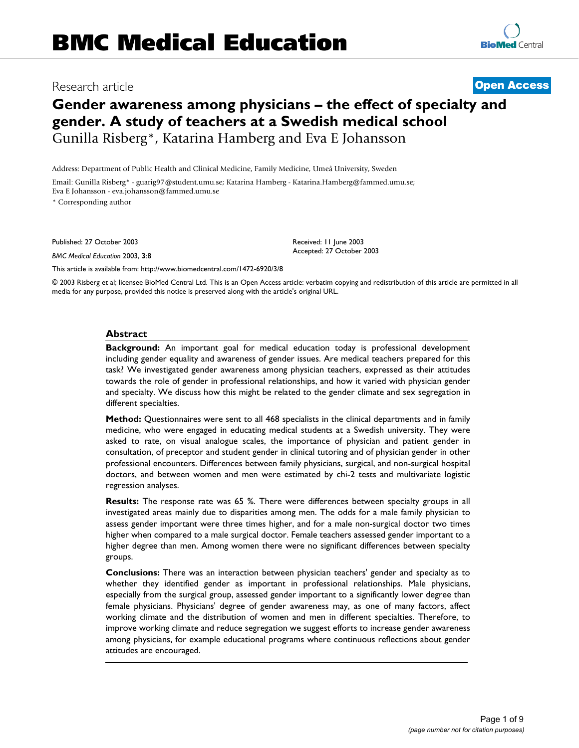# BMC Medical Education

Research article **Open Access**

# Gender awareness among physicians – the effect of specialty and gender. A study of teachers at a Swedish medical school

Gunilla Risberg*, Katarina Hamberg and Eva E Johansson

Address: Department of Public Health and Clinical Medicine, Family Medicine, Umeå University, Sweden

Email: Gunilla Risberg* - guarig97@student.umu.se; Katarina Hamberg - Katarina.Hamberg@fammed.umu.se; Eva E Johansson - eva.johansson@fammed.umu.se

\* Corresponding author

Published: 27 October 2003

*BMC Medical Education* 2003, **3**:8

Received: 11 June 2003
Accepted: 27 October 2003

This article is available from: http://www.biomedcentral.com/1472-6920/3/8

© 2003 Risberg et al; licensee BioMed Central Ltd. This is an Open Access article: verbatim copying and redistribution of this article are permitted in all media for any purpose, provided this notice is preserved along with the article's original URL.

## Abstract

**Background:** An important goal for medical education today is professional development including gender equality and awareness of gender issues. Are medical teachers prepared for this task? We investigated gender awareness among physician teachers, expressed as their attitudes towards the role of gender in professional relationships, and how it varied with physician gender and specialty. We discuss how this might be related to the gender climate and sex segregation in different specialties.

**Method:** Questionnaires were sent to all 468 specialists in the clinical departments and in family medicine, who were engaged in educating medical students at a Swedish university. They were asked to rate, on visual analogue scales, the importance of physician and patient gender in consultation, of preceptor and student gender in clinical tutoring and of physician gender in other professional encounters. Differences between family physicians, surgical, and non-surgical hospital doctors, and between women and men were estimated by chi-2 tests and multivariate logistic regression analyses.

**Results:** The response rate was 65 %. There were differences between specialty groups in all investigated areas mainly due to disparities among men. The odds for a male family physician to assess gender important were three times higher, and for a male non-surgical doctor two times higher when compared to a male surgical doctor. Female teachers assessed gender important to a higher degree than men. Among women there were no significant differences between specialty groups.

**Conclusions:** There was an interaction between physician teachers' gender and specialty as to whether they identified gender as important in professional relationships. Male physicians, especially from the surgical group, assessed gender important to a significantly lower degree than female physicians. Physicians' degree of gender awareness may, as one of many factors, affect working climate and the distribution of women and men in different specialties. Therefore, to improve working climate and reduce segregation we suggest efforts to increase gender awareness among physicians, for example educational programs where continuous reflections about gender attitudes are encouraged.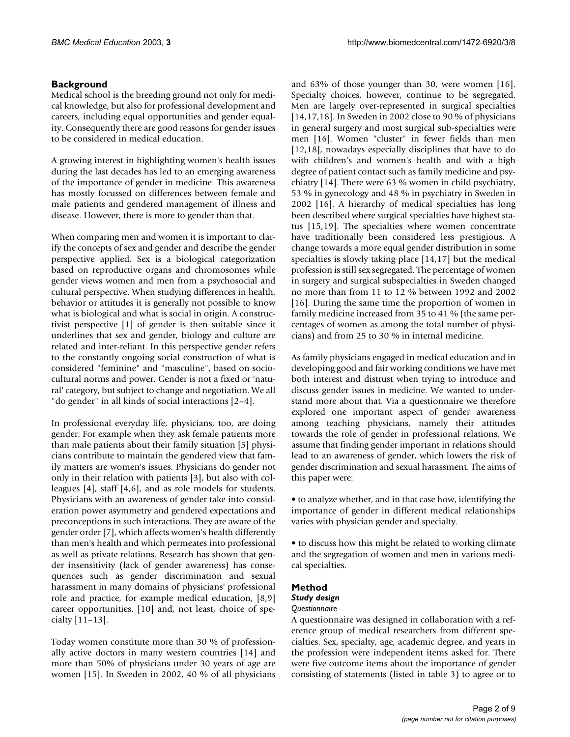## Background

Medical school is the breeding ground not only for medical knowledge, but also for professional development and careers, including equal opportunities and gender equality. Consequently there are good reasons for gender issues to be considered in medical education.

A growing interest in highlighting women's health issues during the last decades has led to an emerging awareness of the importance of gender in medicine. This awareness has mostly focussed on differences between female and male patients and gendered management of illness and disease. However, there is more to gender than that.

When comparing men and women it is important to clarify the concepts of sex and gender and describe the gender perspective applied. Sex is a biological categorization based on reproductive organs and chromosomes while gender views women and men from a psychosocial and cultural perspective. When studying differences in health, behavior or attitudes it is generally not possible to know what is biological and what is social in origin. A constructivist perspective [1] of gender is then suitable since it underlines that sex and gender, biology and culture are related and inter-reliant. In this perspective gender refers to the constantly ongoing social construction of what is considered "feminine" and "masculine", based on sociocultural norms and power. Gender is not a fixed or 'natural' category, but subject to change and negotiation. We all "do gender" in all kinds of social interactions [2–4].

In professional everyday life, physicians, too, are doing gender. For example when they ask female patients more than male patients about their family situation [5] physicians contribute to maintain the gendered view that family matters are women's issues. Physicians do gender not only in their relation with patients [3], but also with colleagues [4], staff [4,6], and as role models for students. Physicians with an awareness of gender take into consideration power asymmetry and gendered expectations and preconceptions in such interactions. They are aware of the gender order [7], which affects women's health differently than men's health and which permeates into professional as well as private relations. Research has shown that gender insensitivity (lack of gender awareness) has consequences such as gender discrimination and sexual harassment in many domains of physicians' professional role and practice, for example medical education, [8,9] career opportunities, [10] and, not least, choice of specialty [11–13].

Today women constitute more than 30 % of professionally active doctors in many western countries [14] and more than 50% of physicians under 30 years of age are women [15]. In Sweden in 2002, 40 % of all physicians and 63% of those younger than 30, were women [16]. Specialty choices, however, continue to be segregated. Men are largely over-represented in surgical specialties [14,17,18]. In Sweden in 2002 close to 90 % of physicians in general surgery and most surgical sub-specialties were men [16]. Women "cluster" in fewer fields than men [12,18], nowadays especially disciplines that have to do with children's and women's health and with a high degree of patient contact such as family medicine and psychiatry [14]. There were 63 % women in child psychiatry, 53 % in gynecology and 48 % in psychiatry in Sweden in 2002 [16]. A hierarchy of medical specialties has long been described where surgical specialties have highest status [15,19]. The specialties where women concentrate have traditionally been considered less prestigious. A change towards a more equal gender distribution in some specialties is slowly taking place [14,17] but the medical profession is still sex segregated. The percentage of women in surgery and surgical subspecialties in Sweden changed no more than from 11 to 12 % between 1992 and 2002 [16]. During the same time the proportion of women in family medicine increased from 35 to 41 % (the same percentages of women as among the total number of physicians) and from 25 to 30 % in internal medicine.

As family physicians engaged in medical education and in developing good and fair working conditions we have met both interest and distrust when trying to introduce and discuss gender issues in medicine. We wanted to understand more about that. Via a questionnaire we therefore explored one important aspect of gender awareness among teaching physicians, namely their attitudes towards the role of gender in professional relations. We assume that finding gender important in relations should lead to an awareness of gender, which lowers the risk of gender discrimination and sexual harassment. The aims of this paper were:

- to analyze whether, and in that case how, identifying the importance of gender in different medical relationships varies with physician gender and specialty.
- to discuss how this might be related to working climate and the segregation of women and men in various medical specialties.

## Method

### *Study design*

#### *Questionnaire*

A questionnaire was designed in collaboration with a reference group of medical researchers from different specialties. Sex, specialty, age, academic degree, and years in the profession were independent items asked for. There were five outcome items about the importance of gender consisting of statements (listed in table 3) to agree or to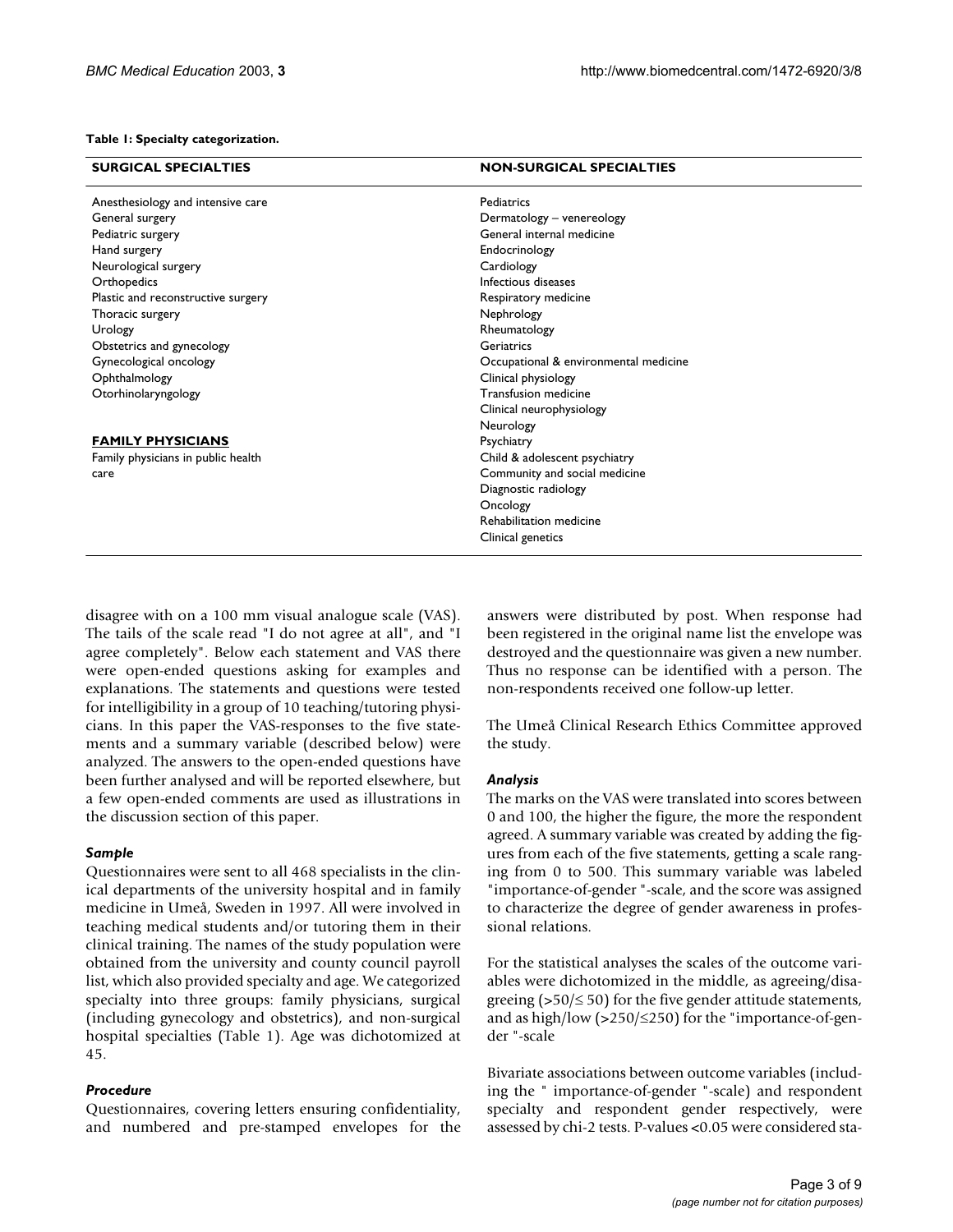**Table 1: Specialty categorization.**

| SURGICAL SPECIALTIES | NON-SURGICAL SPECIALTIES |
| --- | --- |
| Anesthesiology and intensive care | Pediatrics |
| General surgery | Dermatology – venereology |
| Pediatric surgery | General internal medicine |
| Hand surgery | Endocrinology |
| Neurological surgery | Cardiology |
| Orthopedics | Infectious diseases |
| Plastic and reconstructive surgery | Respiratory medicine |
| Thoracic surgery | Nephrology |
| Urology | Rheumatology |
| Obstetrics and gynecology | Geriatrics |
| Gynecological oncology | Occupational & environmental medicine |
| Ophthalmology | Clinical physiology |
| Otorhinolaryngology | Transfusion medicine |
| | Clinical neurophysiology |
| | Neurology |
| **FAMILY PHYSICIANS** | Psychiatry |
| Family physicians in public health care | Child & adolescent psychiatry |
| | Community and social medicine |
| | Diagnostic radiology |
| | Oncology |
| | Rehabilitation medicine |
| | Clinical genetics |

disagree with on a 100 mm visual analogue scale (VAS). The tails of the scale read "I do not agree at all", and "I agree completely". Below each statement and VAS there were open-ended questions asking for examples and explanations. The statements and questions were tested for intelligibility in a group of 10 teaching/tutoring physicians. In this paper the VAS-responses to the five statements and a summary variable (described below) were analyzed. The answers to the open-ended questions have been further analysed and will be reported elsewhere, but a few open-ended comments are used as illustrations in the discussion section of this paper.

### *Sample*

Questionnaires were sent to all 468 specialists in the clinical departments of the university hospital and in family medicine in Umeå, Sweden in 1997. All were involved in teaching medical students and/or tutoring them in their clinical training. The names of the study population were obtained from the university and county council payroll list, which also provided specialty and age. We categorized specialty into three groups: family physicians, surgical (including gynecology and obstetrics), and non-surgical hospital specialties (Table 1). Age was dichotomized at 45.

### *Procedure*

Questionnaires, covering letters ensuring confidentiality, and numbered and pre-stamped envelopes for the answers were distributed by post. When response had been registered in the original name list the envelope was destroyed and the questionnaire was given a new number. Thus no response can be identified with a person. The non-respondents received one follow-up letter.

The Umeå Clinical Research Ethics Committee approved the study.

### *Analysis*

The marks on the VAS were translated into scores between 0 and 100, the higher the figure, the more the respondent agreed. A summary variable was created by adding the figures from each of the five statements, getting a scale ranging from 0 to 500. This summary variable was labeled "importance-of-gender "-scale, and the score was assigned to characterize the degree of gender awareness in professional relations.

For the statistical analyses the scales of the outcome variables were dichotomized in the middle, as agreeing/disagreeing ($>50/\leq 50$) for the five gender attitude statements, and as high/low ($>250/\leq 250$) for the "importance-of-gender "-scale

Bivariate associations between outcome variables (including the " importance-of-gender "-scale) and respondent specialty and respondent gender respectively, were assessed by chi-2 tests. P-values <0.05 were considered sta-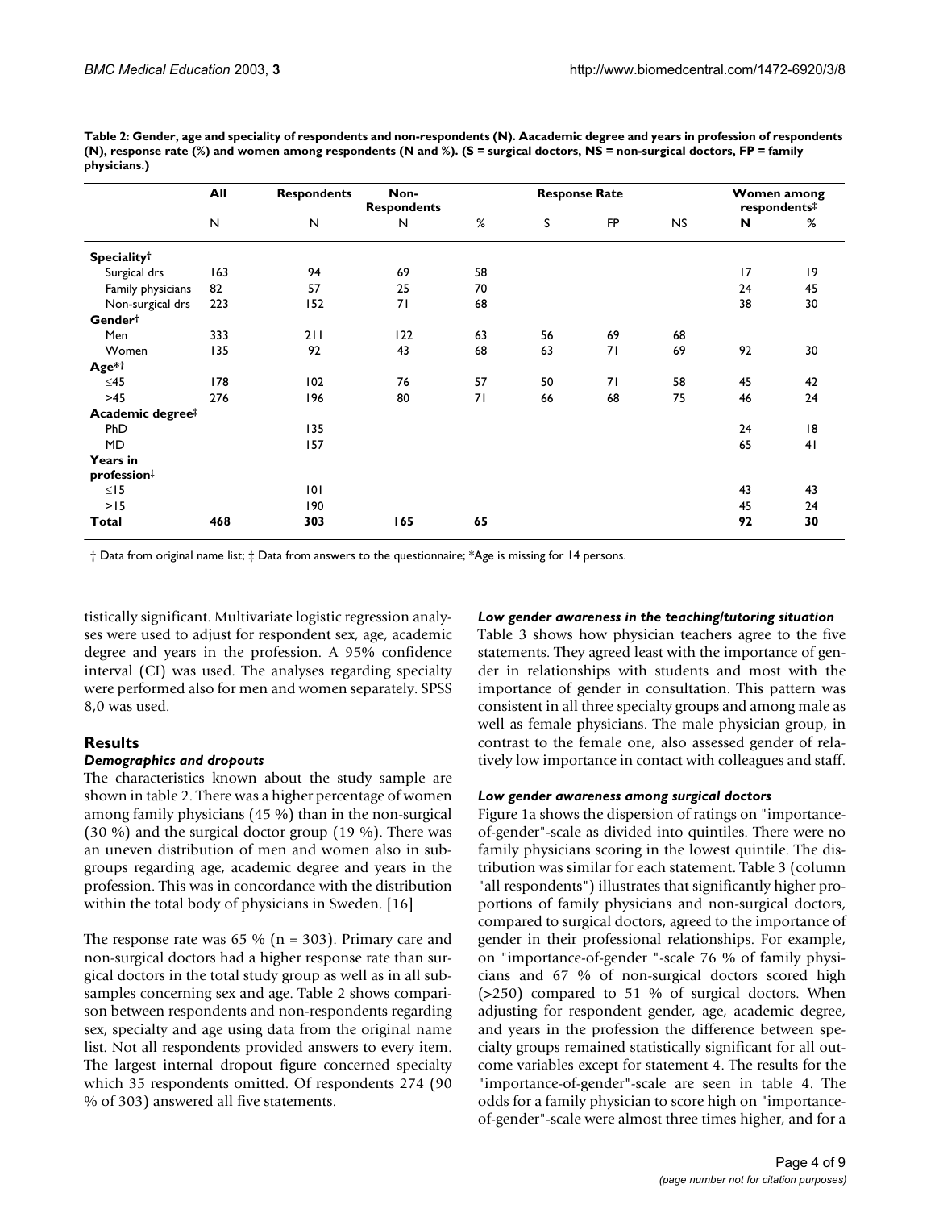**Table 2: Gender, age and speciality of respondents and non-respondents (N). Aacademic degree and years in profession of respondents (N), response rate (%) and women among respondents (N and %). (S = surgical doctors, NS = non-surgical doctors, FP = family physicians.)**

| | All | Respondents | Non-Respondents | Response Rate | | | | Women among respondents‡ | |
|---|---|---|---|---|---|---|---|---|---|
| | N | N | N | % | S | FP | NS | **N** | % |
| **Speciality†** | | | | | | | | | |
| Surgical drs | 163 | 94 | 69 | 58 | | | | 17 | 19 |
| Family physicians | 82 | 57 | 25 | 70 | | | | 24 | 45 |
| Non-surgical drs | 223 | 152 | 71 | 68 | | | | 38 | 30 |
| **Gender†** | | | | | | | | | |
| Men | 333 | 211 | 122 | 63 | 56 | 69 | 68 | | |
| Women | 135 | 92 | 43 | 68 | 63 | 71 | 69 | 92 | 30 |
| **Age*†** | | | | | | | | | |
| ≤45 | 178 | 102 | 76 | 57 | 50 | 71 | 58 | 45 | 42 |
| >45 | 276 | 196 | 80 | 71 | 66 | 68 | 75 | 46 | 24 |
| **Academic degree‡** | | | | | | | | | |
| PhD | | 135 | | | | | | 24 | 18 |
| MD | | 157 | | | | | | 65 | 41 |
| **Years in profession‡** | | | | | | | | | |
| ≤15 | | 101 | | | | | | 43 | 43 |
| >15 | | 190 | | | | | | 45 | 24 |
| **Total** | **468** | **303** | **165** | **65** | | | | **92** | **30** |

† Data from original name list; ‡ Data from answers to the questionnaire; *Age is missing for 14 persons.

tistically significant. Multivariate logistic regression analyses were used to adjust for respondent sex, age, academic degree and years in the profession. A 95% confidence interval (CI) was used. The analyses regarding specialty were performed also for men and women separately. SPSS 8,0 was used.

## Results

### *Demographics and dropouts*

The characteristics known about the study sample are shown in table 2. There was a higher percentage of women among family physicians (45 %) than in the non-surgical (30 %) and the surgical doctor group (19 %). There was an uneven distribution of men and women also in subgroups regarding age, academic degree and years in the profession. This was in concordance with the distribution within the total body of physicians in Sweden. [16]

The response rate was 65 % (n = 303). Primary care and non-surgical doctors had a higher response rate than surgical doctors in the total study group as well as in all subsamples concerning sex and age. Table 2 shows comparison between respondents and non-respondents regarding sex, specialty and age using data from the original name list. Not all respondents provided answers to every item. The largest internal dropout figure concerned specialty which 35 respondents omitted. Of respondents 274 (90 % of 303) answered all five statements.

### *Low gender awareness in the teaching/tutoring situation*

Table 3 shows how physician teachers agree to the five statements. They agreed least with the importance of gender in relationships with students and most with the importance of gender in consultation. This pattern was consistent in all three specialty groups and among male as well as female physicians. The male physician, in contrast to the female one, also assessed gender of relatively low importance in contact with colleagues and staff.

### *Low gender awareness among surgical doctors*

Figure 1a shows the dispersion of ratings on "importance-of-gender"-scale as divided into quintiles. There were no family physicians scoring in the lowest quintile. The distribution was similar for each statement. Table 3 (column "all respondents") illustrates that significantly higher proportions of family physicians and non-surgical doctors, compared to surgical doctors, agreed to the importance of gender in their professional relationships. For example, on "importance-of-gender "-scale 76 % of family physicians and 67 % of non-surgical doctors scored high (>250) compared to 51 % of surgical doctors. When adjusting for respondent gender, age, academic degree, and years in the profession the difference between specialty groups remained statistically significant for all outcome variables except for statement 4. The results for the "importance-of-gender"-scale are seen in table 4. The odds for a family physician to score high on "importance-of-gender"-scale were almost three times higher, and for a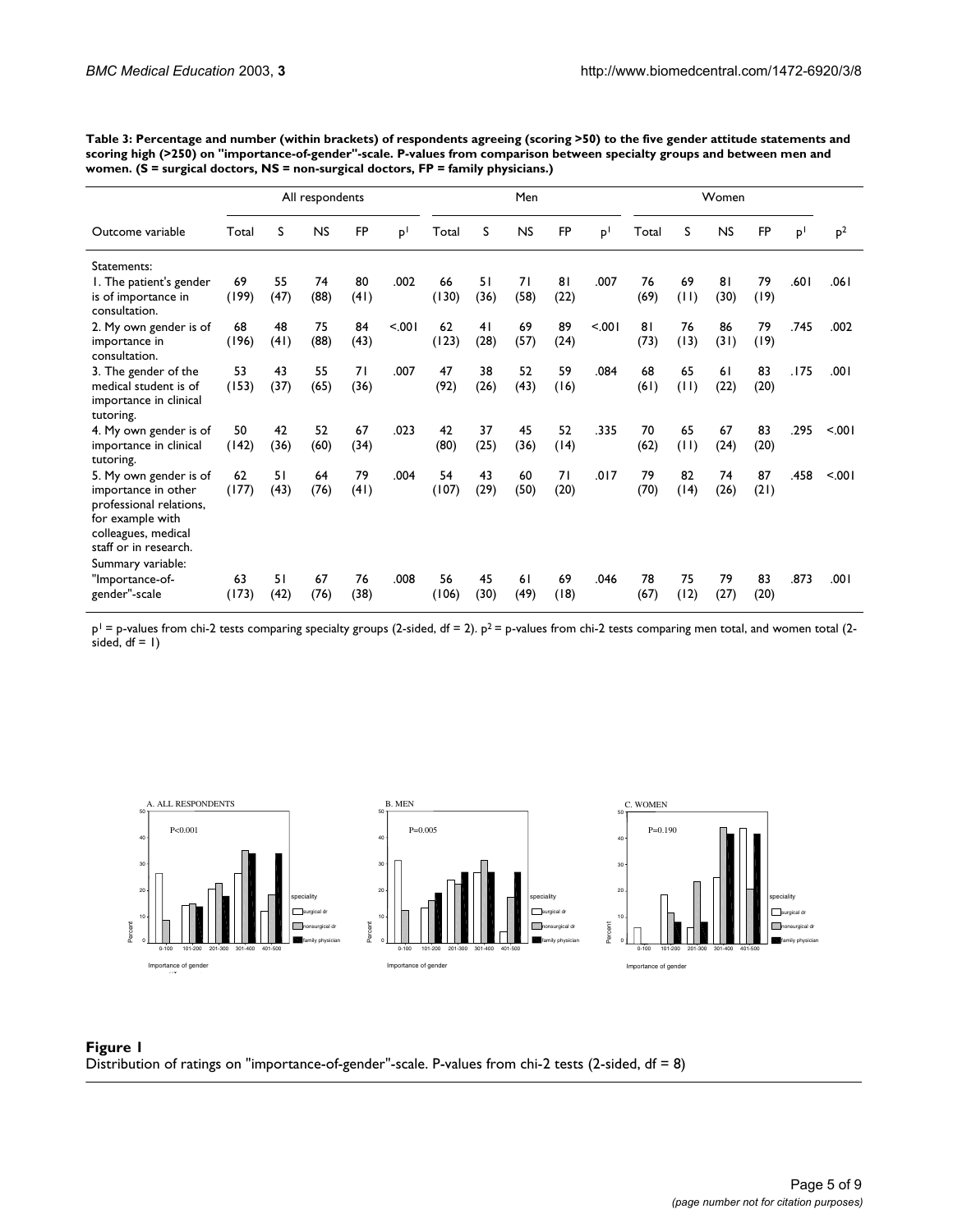**Table 3: Percentage and number (within brackets) of respondents agreeing (scoring >50) to the five gender attitude statements and scoring high (>250) on "importance-of-gender"-scale. P-values from comparison between specialty groups and between men and women. (S = surgical doctors, NS = non-surgical doctors, FP = family physicians.)**

| | All respondents | | | | | Men | | | | | Women | | | | | |
|---|---|---|---|---|---|---|---|---|---|---|---|---|---|---|---|---|
| Outcome variable | Total | S | NS | FP | p[1] | Total | S | NS | FP | p[1] | Total | S | NS | FP | p[1] | p[2] |
| Statements: | | | | | | | | | | | | | | | | |
| 1. The patient's gender is of importance in consultation. | 69 (199) | 55 (47) | 74 (88) | 80 (41) | .002 | 66 (130) | 51 (36) | 71 (58) | 81 (22) | .007 | 76 (69) | 69 (11) | 81 (30) | 79 (19) | .601 | .061 |
| 2. My own gender is of importance in consultation. | 68 (196) | 48 (41) | 75 (88) | 84 (43) | <.001 | 62 (123) | 41 (28) | 69 (57) | 89 (24) | <.001 | 81 (73) | 76 (13) | 86 (31) | 79 (19) | .745 | .002 |
| 3. The gender of the medical student is of importance in clinical tutoring. | 53 (153) | 43 (37) | 55 (65) | 71 (36) | .007 | 47 (92) | 38 (26) | 52 (43) | 59 (16) | .084 | 68 (61) | 65 (11) | 61 (22) | 83 (20) | .175 | .001 |
| 4. My own gender is of importance in clinical tutoring. | 50 (142) | 42 (36) | 52 (60) | 67 (34) | .023 | 42 (80) | 37 (25) | 45 (36) | 52 (14) | .335 | 70 (62) | 65 (11) | 67 (24) | 83 (20) | .295 | <.001 |
| 5. My own gender is of importance in other professional relations, for example with colleagues, medical staff or in research. | 62 (177) | 51 (43) | 64 (76) | 79 (41) | .004 | 54 (107) | 43 (29) | 60 (50) | 71 (20) | .017 | 79 (70) | 82 (14) | 74 (26) | 87 (21) | .458 | <.001 |
| Summary variable: | | | | | | | | | | | | | | | | |
| "Importance-of-gender"-scale | 63 (173) | 51 (42) | 67 (76) | 76 (38) | .008 | 56 (106) | 45 (30) | 61 (49) | 69 (18) | .046 | 78 (67) | 75 (12) | 79 (27) | 83 (20) | .873 | .001 |

p[1] = p-values from chi-2 tests comparing specialty groups (2-sided, df = 2). p[2] = p-values from chi-2 tests comparing men total, and women total (2-sided, df = 1)

**Figure 1**
Distribution of ratings on "importance-of-gender"-scale. P-values from chi-2 tests (2-sided, df = 8)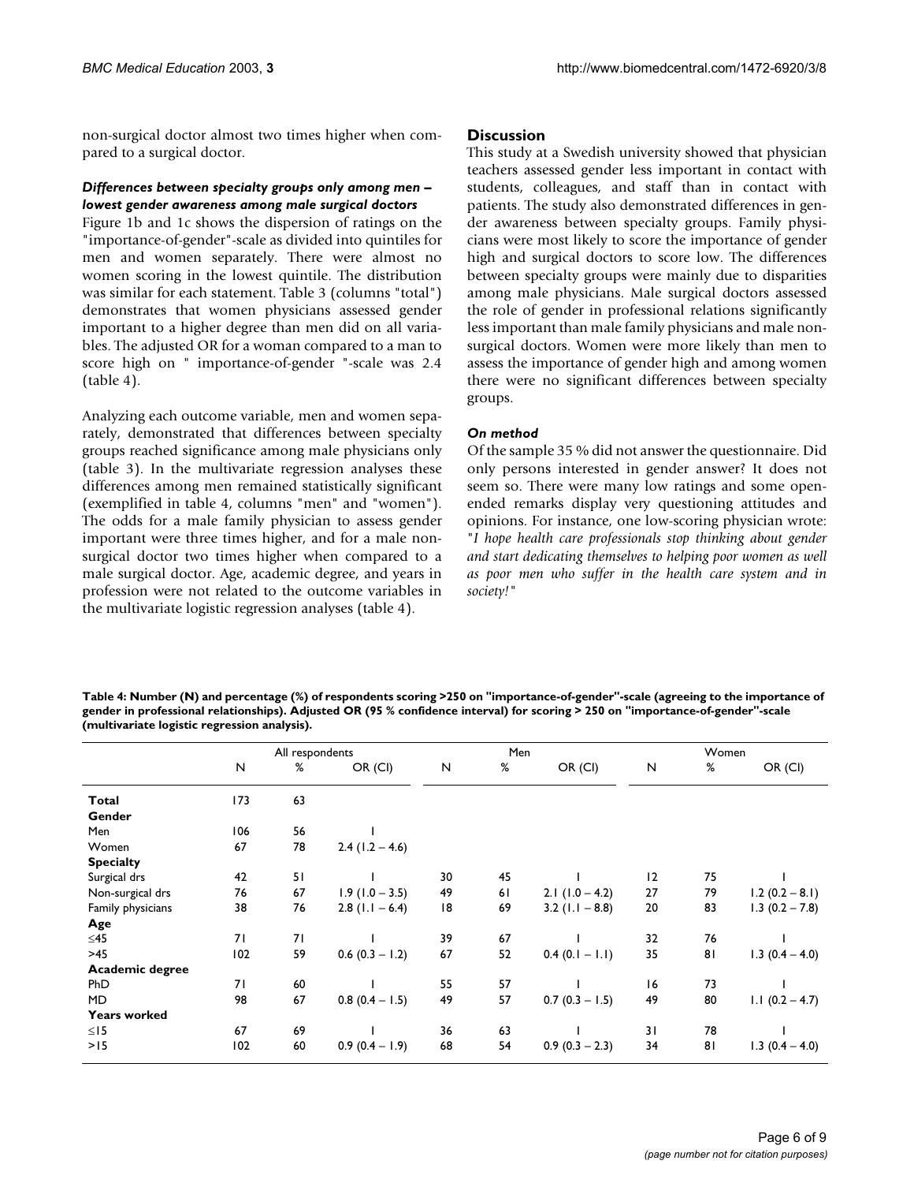non-surgical doctor almost two times higher when compared to a surgical doctor.

### *Differences between specialty groups only among men – lowest gender awareness among male surgical doctors*

Figure 1b and 1c shows the dispersion of ratings on the "importance-of-gender"-scale as divided into quintiles for men and women separately. There were almost no women scoring in the lowest quintile. The distribution was similar for each statement. Table 3 (columns "total") demonstrates that women physicians assessed gender important to a higher degree than men did on all variables. The adjusted OR for a woman compared to a man to score high on " importance-of-gender "-scale was 2.4 (table 4).

Analyzing each outcome variable, men and women separately, demonstrated that differences between specialty groups reached significance among male physicians only (table 3). In the multivariate regression analyses these differences among men remained statistically significant (exemplified in table 4, columns "men" and "women"). The odds for a male family physician to assess gender important were three times higher, and for a male non-surgical doctor two times higher when compared to a male surgical doctor. Age, academic degree, and years in profession were not related to the outcome variables in the multivariate logistic regression analyses (table 4).

## Discussion

This study at a Swedish university showed that physician teachers assessed gender less important in contact with students, colleagues, and staff than in contact with patients. The study also demonstrated differences in gender awareness between specialty groups. Family physicians were most likely to score the importance of gender high and surgical doctors to score low. The differences between specialty groups were mainly due to disparities among male physicians. Male surgical doctors assessed the role of gender in professional relations significantly less important than male family physicians and male non-surgical doctors. Women were more likely than men to assess the importance of gender high and among women there were no significant differences between specialty groups.

### *On method*

Of the sample 35 % did not answer the questionnaire. Did only persons interested in gender answer? It does not seem so. There were many low ratings and some open-ended remarks display very questioning attitudes and opinions. For instance, one low-scoring physician wrote: "*I hope health care professionals stop thinking about gender and start dedicating themselves to helping poor women as well as poor men who suffer in the health care system and in society!*"

**Table 4: Number (N) and percentage (%) of respondents scoring >250 on "importance-of-gender"-scale (agreeing to the importance of gender in professional relationships). Adjusted OR (95 % confidence interval) for scoring > 250 on "importance-of-gender"-scale (multivariate logistic regression analysis).**

| | All respondents | | | Men | | | Women | | |
|---|---|---|---|---|---|---|---|---|---|
| | N | % | OR (CI) | N | % | OR (CI) | N | % | OR (CI) |
| **Total** | 173 | 63 | | | | | | | |
| **Gender** | | | | | | | | | |
| Men | 106 | 56 | 1 | | | | | | |
| Women | 67 | 78 | 2.4 (1.2 – 4.6) | | | | | | |
| **Specialty** | | | | | | | | | |
| Surgical drs | 42 | 51 | 1 | 30 | 45 | 1 | 12 | 75 | 1 |
| Non-surgical drs | 76 | 67 | 1.9 (1.0 – 3.5) | 49 | 61 | 2.1 (1.0 – 4.2) | 27 | 79 | 1.2 (0.2 – 8.1) |
| Family physicians | 38 | 76 | 2.8 (1.1 – 6.4) | 18 | 69 | 3.2 (1.1 – 8.8) | 20 | 83 | 1.3 (0.2 – 7.8) |
| **Age** | | | | | | | | | |
| ≤45 | 71 | 71 | 1 | 39 | 67 | 1 | 32 | 76 | 1 |
| >45 | 102 | 59 | 0.6 (0.3 – 1.2) | 67 | 52 | 0.4 (0.1 – 1.1) | 35 | 81 | 1.3 (0.4 – 4.0) |
| **Academic degree** | | | | | | | | | |
| PhD | 71 | 60 | 1 | 55 | 57 | 1 | 16 | 73 | 1 |
| MD | 98 | 67 | 0.8 (0.4 – 1.5) | 49 | 57 | 0.7 (0.3 – 1.5) | 49 | 80 | 1.1 (0.2 – 4.7) |
| **Years worked** | | | | | | | | | |
| ≤15 | 67 | 69 | 1 | 36 | 63 | 1 | 31 | 78 | 1 |
| >15 | 102 | 60 | 0.9 (0.4 – 1.9) | 68 | 54 | 0.9 (0.3 – 2.3) | 34 | 81 | 1.3 (0.4 – 4.0) |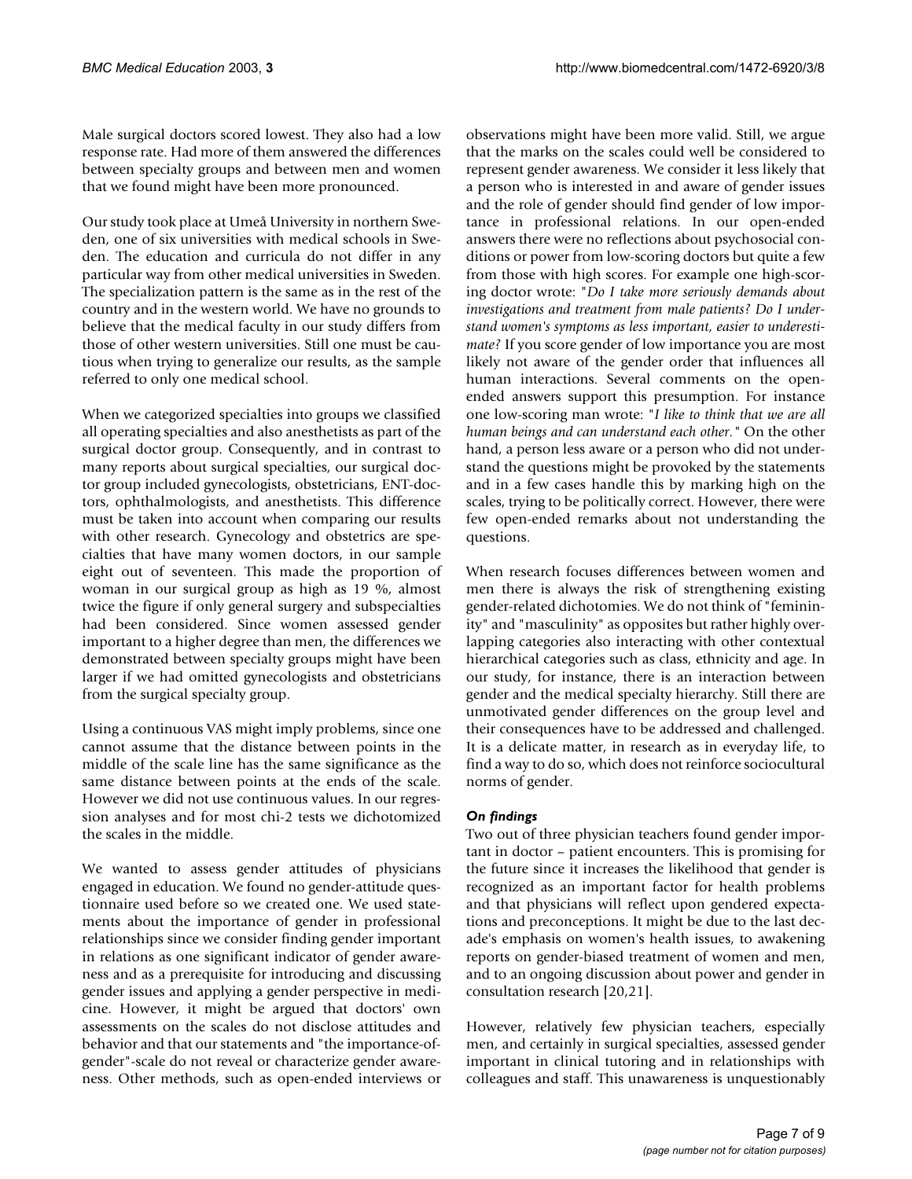Male surgical doctors scored lowest. They also had a low response rate. Had more of them answered the differences between specialty groups and between men and women that we found might have been more pronounced.

Our study took place at Umeå University in northern Sweden, one of six universities with medical schools in Sweden. The education and curricula do not differ in any particular way from other medical universities in Sweden. The specialization pattern is the same as in the rest of the country and in the western world. We have no grounds to believe that the medical faculty in our study differs from those of other western universities. Still one must be cautious when trying to generalize our results, as the sample referred to only one medical school.

When we categorized specialties into groups we classified all operating specialties and also anesthetists as part of the surgical doctor group. Consequently, and in contrast to many reports about surgical specialties, our surgical doctor group included gynecologists, obstetricians, ENT-doctors, ophthalmologists, and anesthetists. This difference must be taken into account when comparing our results with other research. Gynecology and obstetrics are specialties that have many women doctors, in our sample eight out of seventeen. This made the proportion of woman in our surgical group as high as 19 %, almost twice the figure if only general surgery and subspecialties had been considered. Since women assessed gender important to a higher degree than men, the differences we demonstrated between specialty groups might have been larger if we had omitted gynecologists and obstetricians from the surgical specialty group.

Using a continuous VAS might imply problems, since one cannot assume that the distance between points in the middle of the scale line has the same significance as the same distance between points at the ends of the scale. However we did not use continuous values. In our regression analyses and for most chi-2 tests we dichotomized the scales in the middle.

We wanted to assess gender attitudes of physicians engaged in education. We found no gender-attitude questionnaire used before so we created one. We used statements about the importance of gender in professional relationships since we consider finding gender important in relations as one significant indicator of gender awareness and as a prerequisite for introducing and discussing gender issues and applying a gender perspective in medicine. However, it might be argued that doctors' own assessments on the scales do not disclose attitudes and behavior and that our statements and "the importance-of-gender"-scale do not reveal or characterize gender awareness. Other methods, such as open-ended interviews or observations might have been more valid. Still, we argue that the marks on the scales could well be considered to represent gender awareness. We consider it less likely that a person who is interested in and aware of gender issues and the role of gender should find gender of low importance in professional relations. In our open-ended answers there were no reflections about psychosocial conditions or power from low-scoring doctors but quite a few from those with high scores. For example one high-scoring doctor wrote: "*Do I take more seriously demands about investigations and treatment from male patients? Do I understand women's symptoms as less important, easier to underestimate?* If you score gender of low importance you are most likely not aware of the gender order that influences all human interactions. Several comments on the open-ended answers support this presumption. For instance one low-scoring man wrote: "*I like to think that we are all human beings and can understand each other.*" On the other hand, a person less aware or a person who did not understand the questions might be provoked by the statements and in a few cases handle this by marking high on the scales, trying to be politically correct. However, there were few open-ended remarks about not understanding the questions.

When research focuses differences between women and men there is always the risk of strengthening existing gender-related dichotomies. We do not think of "femininity" and "masculinity" as opposites but rather highly overlapping categories also interacting with other contextual hierarchical categories such as class, ethnicity and age. In our study, for instance, there is an interaction between gender and the medical specialty hierarchy. Still there are unmotivated gender differences on the group level and their consequences have to be addressed and challenged. It is a delicate matter, in research as in everyday life, to find a way to do so, which does not reinforce sociocultural norms of gender.

### *On findings*

Two out of three physician teachers found gender important in doctor – patient encounters. This is promising for the future since it increases the likelihood that gender is recognized as an important factor for health problems and that physicians will reflect upon gendered expectations and preconceptions. It might be due to the last decade's emphasis on women's health issues, to awakening reports on gender-biased treatment of women and men, and to an ongoing discussion about power and gender in consultation research [20,21].

However, relatively few physician teachers, especially men, and certainly in surgical specialties, assessed gender important in clinical tutoring and in relationships with colleagues and staff. This unawareness is unquestionably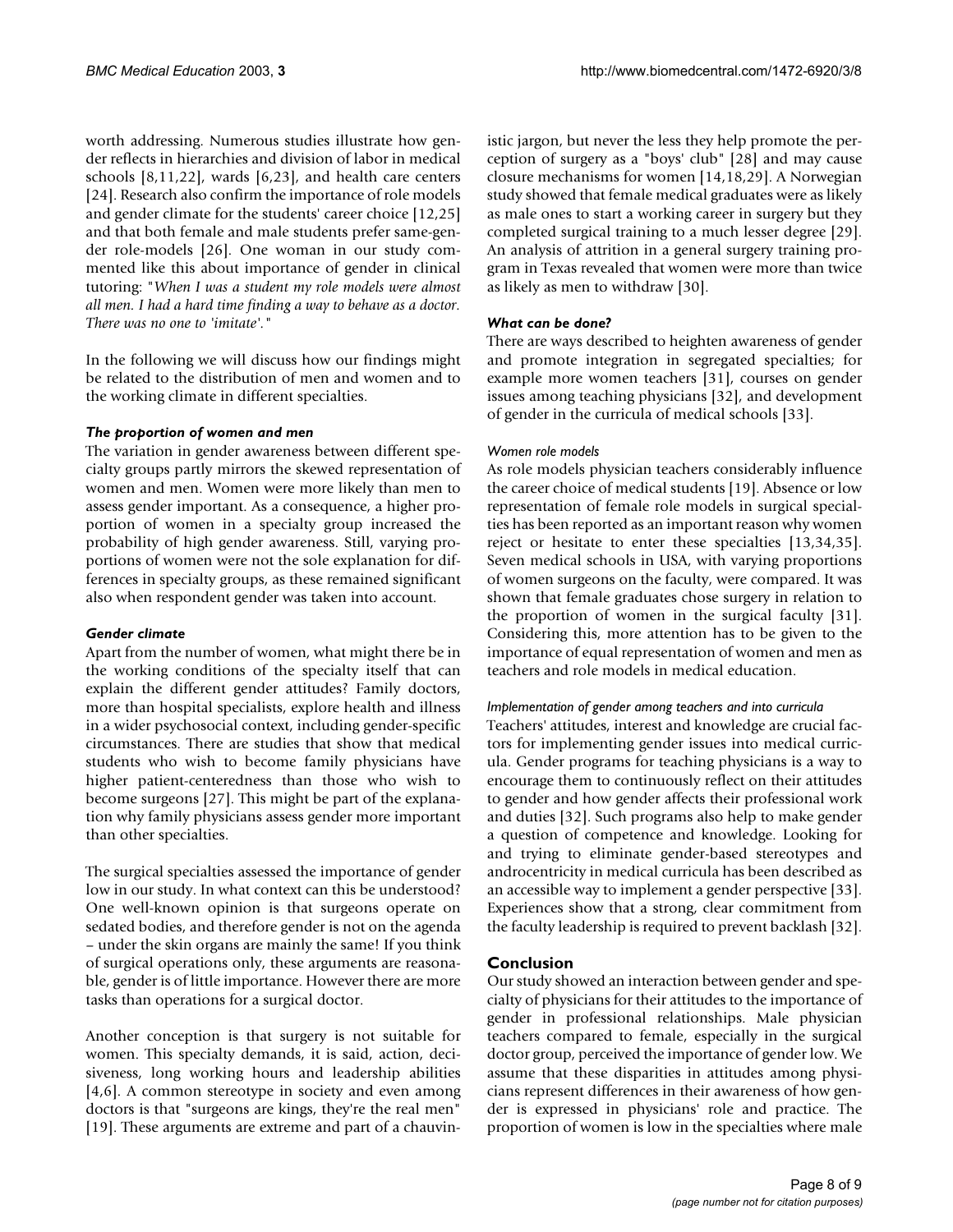worth addressing. Numerous studies illustrate how gender reflects in hierarchies and division of labor in medical schools [8,11,22], wards [6,23], and health care centers [24]. Research also confirm the importance of role models and gender climate for the students' career choice [12,25] and that both female and male students prefer same-gender role-models [26]. One woman in our study commented like this about importance of gender in clinical tutoring: "*When I was a student my role models were almost all men. I had a hard time finding a way to behave as a doctor. There was no one to 'imitate'.*"

In the following we will discuss how our findings might be related to the distribution of men and women and to the working climate in different specialties.

### *The proportion of women and men*

The variation in gender awareness between different specialty groups partly mirrors the skewed representation of women and men. Women were more likely than men to assess gender important. As a consequence, a higher proportion of women in a specialty group increased the probability of high gender awareness. Still, varying proportions of women were not the sole explanation for differences in specialty groups, as these remained significant also when respondent gender was taken into account.

### *Gender climate*

Apart from the number of women, what might there be in the working conditions of the specialty itself that can explain the different gender attitudes? Family doctors, more than hospital specialists, explore health and illness in a wider psychosocial context, including gender-specific circumstances. There are studies that show that medical students who wish to become family physicians have higher patient-centeredness than those who wish to become surgeons [27]. This might be part of the explanation why family physicians assess gender more important than other specialties.

The surgical specialties assessed the importance of gender low in our study. In what context can this be understood? One well-known opinion is that surgeons operate on sedated bodies, and therefore gender is not on the agenda – under the skin organs are mainly the same! If you think of surgical operations only, these arguments are reasonable, gender is of little importance. However there are more tasks than operations for a surgical doctor.

Another conception is that surgery is not suitable for women. This specialty demands, it is said, action, decisiveness, long working hours and leadership abilities [4,6]. A common stereotype in society and even among doctors is that "surgeons are kings, they're the real men" [19]. These arguments are extreme and part of a chauvinistic jargon, but never the less they help promote the perception of surgery as a "boys' club" [28] and may cause closure mechanisms for women [14,18,29]. A Norwegian study showed that female medical graduates were as likely as male ones to start a working career in surgery but they completed surgical training to a much lesser degree [29]. An analysis of attrition in a general surgery training program in Texas revealed that women were more than twice as likely as men to withdraw [30].

### *What can be done?*

There are ways described to heighten awareness of gender and promote integration in segregated specialties; for example more women teachers [31], courses on gender issues among teaching physicians [32], and development of gender in the curricula of medical schools [33].

#### *Women role models*

As role models physician teachers considerably influence the career choice of medical students [19]. Absence or low representation of female role models in surgical specialties has been reported as an important reason why women reject or hesitate to enter these specialties [13,34,35]. Seven medical schools in USA, with varying proportions of women surgeons on the faculty, were compared. It was shown that female graduates chose surgery in relation to the proportion of women in the surgical faculty [31]. Considering this, more attention has to be given to the importance of equal representation of women and men as teachers and role models in medical education.

#### *Implementation of gender among teachers and into curricula*

Teachers' attitudes, interest and knowledge are crucial factors for implementing gender issues into medical curricula. Gender programs for teaching physicians is a way to encourage them to continuously reflect on their attitudes to gender and how gender affects their professional work and duties [32]. Such programs also help to make gender a question of competence and knowledge. Looking for and trying to eliminate gender-based stereotypes and androcentricity in medical curricula has been described as an accessible way to implement a gender perspective [33]. Experiences show that a strong, clear commitment from the faculty leadership is required to prevent backlash [32].

## Conclusion

Our study showed an interaction between gender and specialty of physicians for their attitudes to the importance of gender in professional relationships. Male physician teachers compared to female, especially in the surgical doctor group, perceived the importance of gender low. We assume that these disparities in attitudes among physicians represent differences in their awareness of how gender is expressed in physicians' role and practice. The proportion of women is low in the specialties where male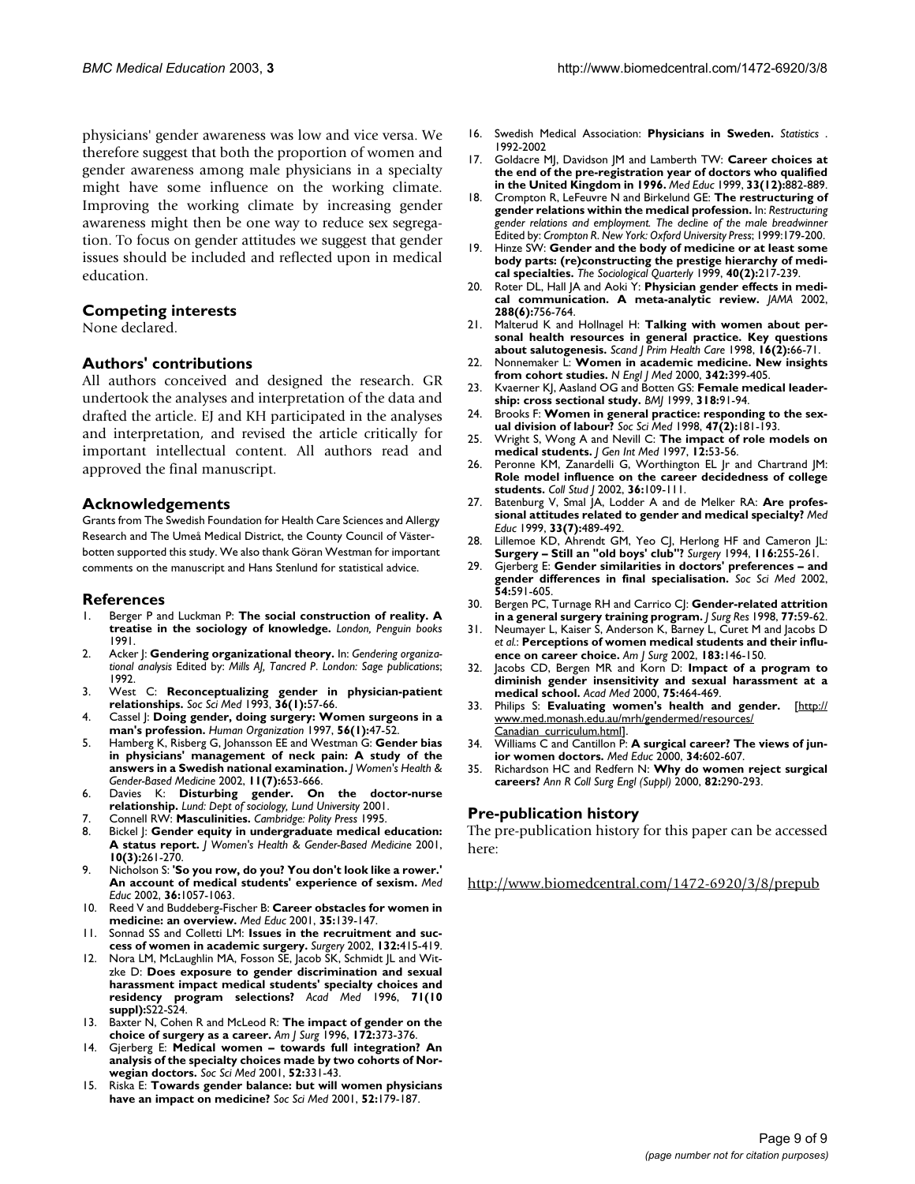physicians' gender awareness was low and vice versa. We therefore suggest that both the proportion of women and gender awareness among male physicians in a specialty might have some influence on the working climate. Improving the working climate by increasing gender awareness might then be one way to reduce sex segregation. To focus on gender attitudes we suggest that gender issues should be included and reflected upon in medical education.

## Competing interests

None declared.

## Authors' contributions

All authors conceived and designed the research. GR undertook the analyses and interpretation of the data and drafted the article. EJ and KH participated in the analyses and interpretation, and revised the article critically for important intellectual content. All authors read and approved the final manuscript.

## Acknowledgements

Grants from The Swedish Foundation for Health Care Sciences and Allergy Research and The Umeå Medical District, the County Council of Västerbotten supported this study. We also thank Göran Westman for important comments on the manuscript and Hans Stenlund for statistical advice.

## References

1. Berger P and Luckman P: **The social construction of reality. A treatise in the sociology of knowledge.** *London, Penguin books* 1991.
2. Acker J: **Gendering organizational theory.** In: *Gendering organizational analysis* Edited by: *Mills AJ, Tancred P. London: Sage publications*; 1992.
3. West C: **Reconceptualizing gender in physician-patient relationships.** *Soc Sci Med* 1993, **36(1):**57-66.
4. Cassel J: **Doing gender, doing surgery: Women surgeons in a man's profession.** *Human Organization* 1997, **56(1):**47-52.
5. Hamberg K, Risberg G, Johansson EE and Westman G: **Gender bias in physicians' management of neck pain: A study of the answers in a Swedish national examination.** *J Women's Health & Gender-Based Medicine* 2002, **11(7):**653-666.
6. Davies K: **Disturbing gender. On the doctor-nurse relationship.** *Lund: Dept of sociology, Lund University* 2001.
7. Connell RW: **Masculinities.** *Cambridge: Polity Press* 1995.
8. Bickel J: **Gender equity in undergraduate medical education: A status report.** *J Women's Health & Gender-Based Medicine* 2001, **10(3):**261-270.
9. Nicholson S: **'So you row, do you? You don't look like a rower.' An account of medical students' experience of sexism.** *Med Educ* 2002, **36:**1057-1063.
10. Reed V and Buddeberg-Fischer B: **Career obstacles for women in medicine: an overview.** *Med Educ* 2001, **35:**139-147.
11. Sonnad SS and Colletti LM: **Issues in the recruitment and success of women in academic surgery.** *Surgery* 2002, **132:**415-419.
12. Nora LM, McLaughlin MA, Fosson SE, Jacob SK, Schmidt JL and Witzke D: **Does exposure to gender discrimination and sexual harassment impact medical students' specialty choices and residency program selections?** *Acad Med* 1996, **71(10 suppl):**S22-S24.
13. Baxter N, Cohen R and McLeod R: **The impact of gender on the choice of surgery as a career.** *Am J Surg* 1996, **172:**373-376.
14. Gjerberg E: **Medical women – towards full integration? An analysis of the specialty choices made by two cohorts of Norwegian doctors.** *Soc Sci Med* 2001, **52:**331-43.
15. Riska E: **Towards gender balance: but will women physicians have an impact on medicine?** *Soc Sci Med* 2001, **52:**179-187.
16. Swedish Medical Association: **Physicians in Sweden.** *Statistics* . 1992-2002
17. Goldacre MJ, Davidson JM and Lamberth TW: **Career choices at the end of the pre-registration year of doctors who qualified in the United Kingdom in 1996.** *Med Educ* 1999, **33(12):**882-889.
18. Crompton R, LeFeuvre N and Birkelund GE: **The restructuring of gender relations within the medical profession.** In: *Restructuring gender relations and employment. The decline of the male breadwinner* Edited by: *Crompton R. New York: Oxford University Press*; 1999:179-200.
19. Hinze SW: **Gender and the body of medicine or at least some body parts: (re)constructing the prestige hierarchy of medical specialties.** *The Sociological Quarterly* 1999, **40(2):**217-239.
20. Roter DL, Hall JA and Aoki Y: **Physician gender effects in medical communication. A meta-analytic review.** *JAMA* 2002, **288(6):**756-764.
21. Malterud K and Hollnagel H: **Talking with women about personal health resources in general practice. Key questions about salutogenesis.** *Scand J Prim Health Care* 1998, **16(2):**66-71.
22. Nonnemaker L: **Women in academic medicine. New insights from cohort studies.** *N Engl J Med* 2000, **342:**399-405.
23. Kvaerner KJ, Aasland OG and Botten GS: **Female medical leadership: cross sectional study.** *BMJ* 1999, **318:**91-94.
24. Brooks F: **Women in general practice: responding to the sexual division of labour?** *Soc Sci Med* 1998, **47(2):**181-193.
25. Wright S, Wong A and Nevill C: **The impact of role models on medical students.** *J Gen Int Med* 1997, **12:**53-56.
26. Peronne KM, Zanardelli G, Worthington EL Jr and Chartrand JM: **Role model influence on the career decidedness of college students.** *Coll Stud J* 2002, **36:**109-111.
27. Batenburg V, Smal JA, Lodder A and de Melker RA: **Are professional attitudes related to gender and medical specialty?** *Med Educ* 1999, **33(7):**489-492.
28. Lillemoe KD, Ahrendt GM, Yeo CJ, Herlong HF and Cameron JL: **Surgery – Still an "old boys' club"?** *Surgery* 1994, **116:**255-261.
29. Gjerberg E: **Gender similarities in doctors' preferences – and gender differences in final specialisation.** *Soc Sci Med* 2002, **54:**591-605.
30. Bergen PC, Turnage RH and Carrico CJ: **Gender-related attrition in a general surgery training program.** *J Surg Res* 1998, **77:**59-62.
31. Neumayer L, Kaiser S, Anderson K, Barney L, Curet M and Jacobs D *et al.*: **Perceptions of women medical students and their influence on career choice.** *Am J Surg* 2002, **183:**146-150.
32. Jacobs CD, Bergen MR and Korn D: **Impact of a program to diminish gender insensitivity and sexual harassment at a medical school.** *Acad Med* 2000, **75:**464-469.
33. Philips S: **Evaluating women's health and gender.** [http://www.med.monash.edu.au/mrh/gendermed/resources/Canadian_curriculum.html].
34. Williams C and Cantillon P: **A surgical career? The views of junior women doctors.** *Med Educ* 2000, **34:**602-607.
35. Richardson HC and Redfern N: **Why do women reject surgical careers?** *Ann R Coll Surg Engl (Suppl)* 2000, **82:**290-293.

## Pre-publication history

The pre-publication history for this paper can be accessed here:

http://www.biomedcentral.com/1472-6920/3/8/prepub